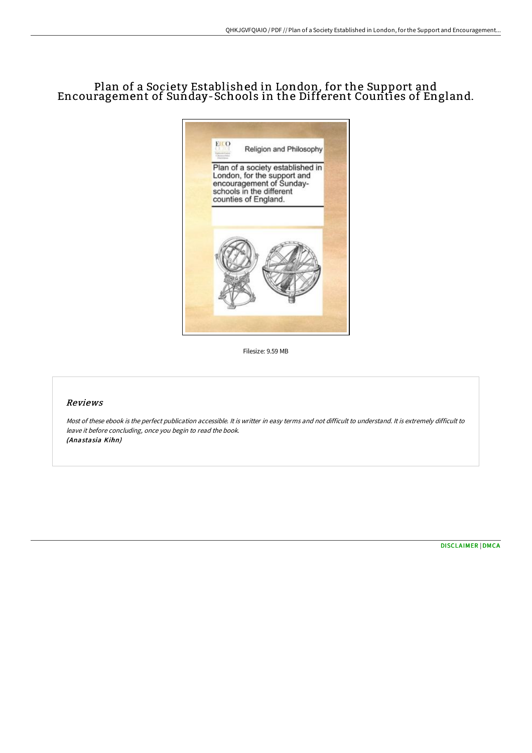# Plan of a Society Established in London, for the Support and Encouragement of Sunday-Schools in the Different Counties of England.

Filesize: 9.59 MB

## Reviews

*Most of these ebook is the perfect publication accessible. It is writter in easy terms and not difficult to understand. It is extremely difficult to leave it before concluding, once you begin to read the book.*
*(Anastasia Kihn)*

DISCLAIMER | DMCA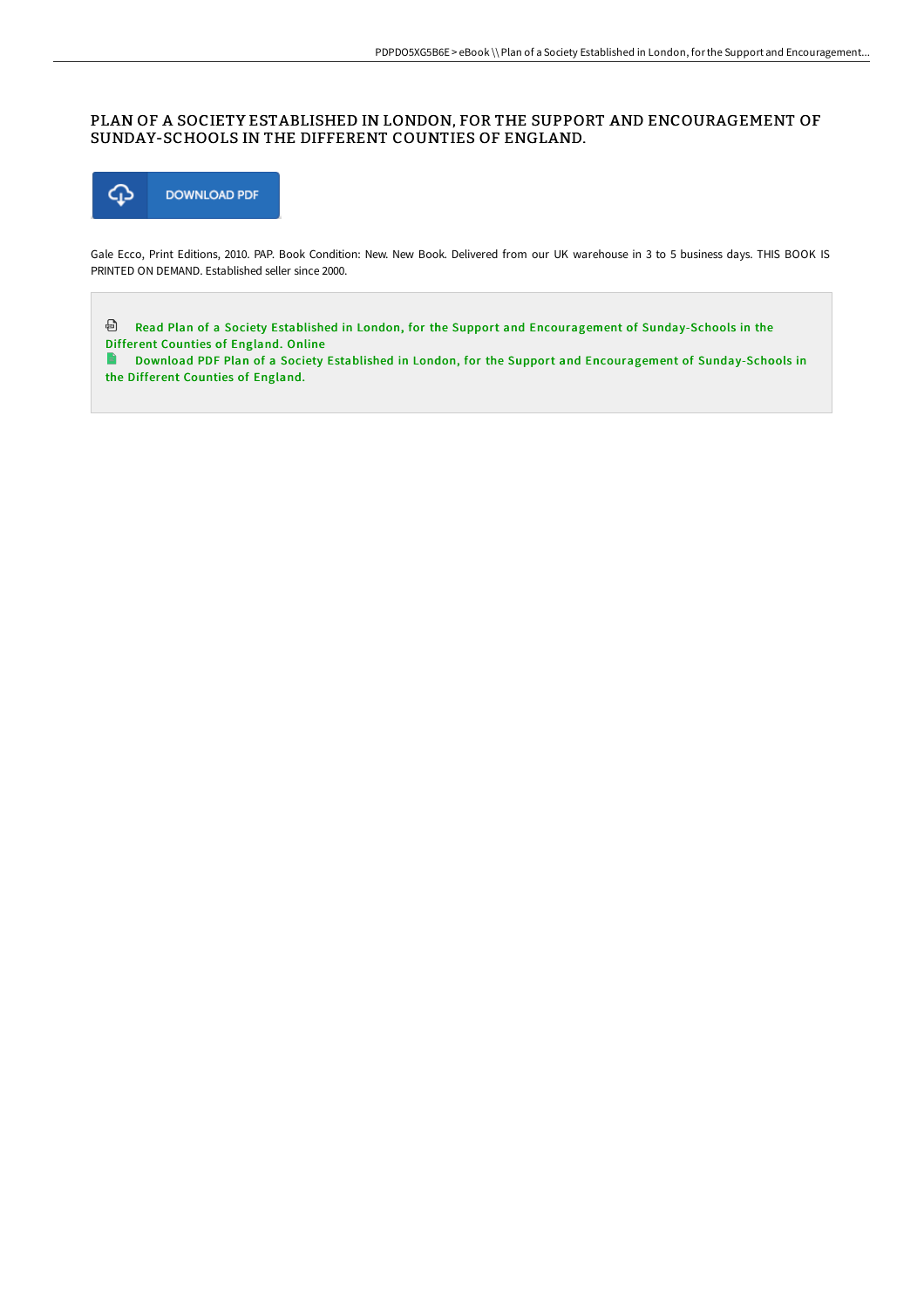# PLAN OF A SOCIETY ESTABLISHED IN LONDON, FOR THE SUPPORT AND ENCOURAGEMENT OF SUNDAY-SCHOOLS IN THE DIFFERENT COUNTIES OF ENGLAND.

DOWNLOAD PDF

Gale Ecco, Print Editions, 2010. PAP. Book Condition: New. New Book. Delivered from our UK warehouse in 3 to 5 business days. THIS BOOK IS PRINTED ON DEMAND. Established seller since 2000.

Read Plan of a Society Established in London, for the Support and Encouragement of Sunday-Schools in the Different Counties of England. Online

Download PDF Plan of a Society Established in London, for the Support and Encouragement of Sunday-Schools in the Different Counties of England.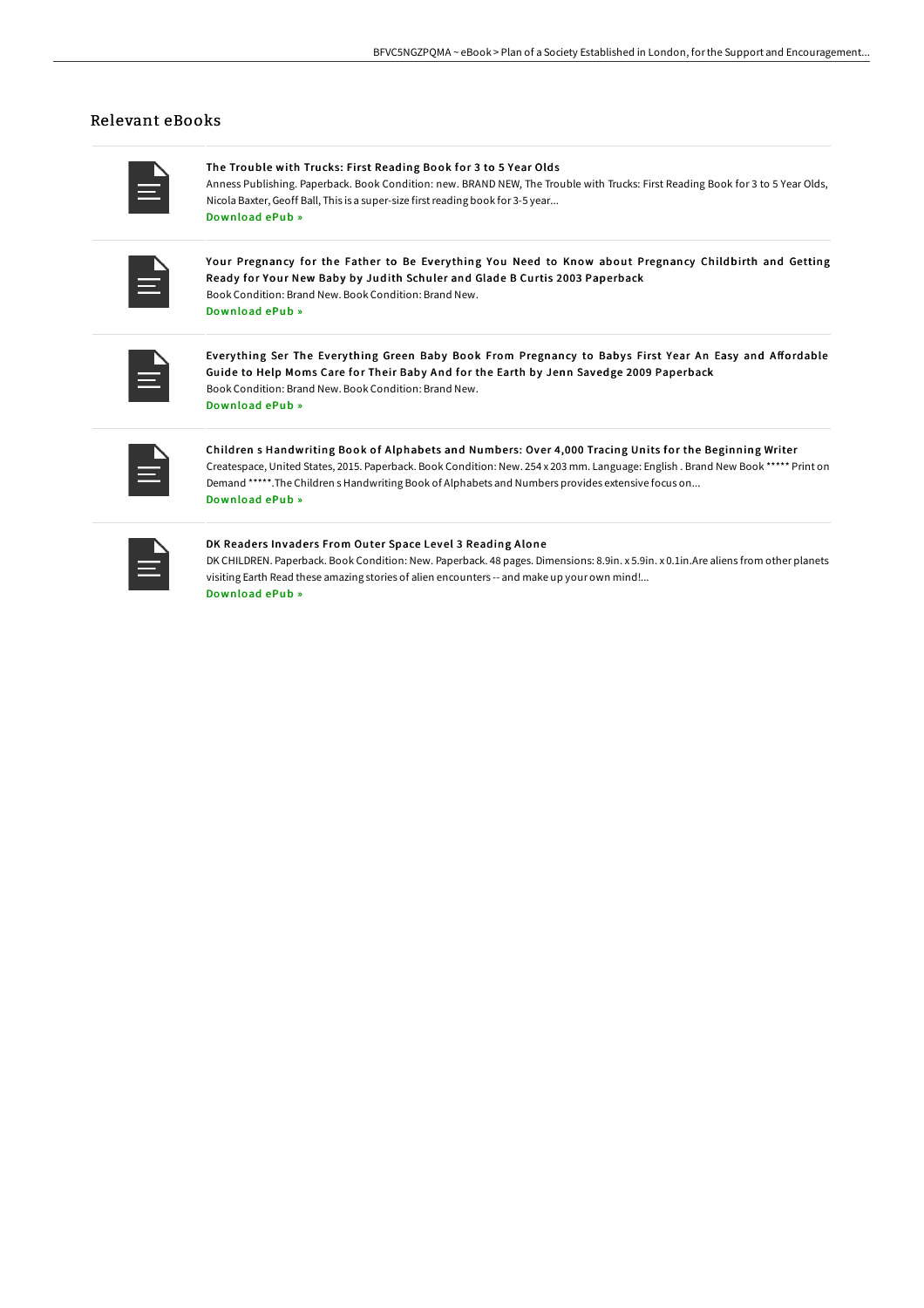## Relevant eBooks

**The Trouble with Trucks: First Reading Book for 3 to 5 Year Olds**

Anness Publishing. Paperback. Book Condition: new. BRAND NEW, The Trouble with Trucks: First Reading Book for 3 to 5 Year Olds, Nicola Baxter, Geoff Ball, This is a super-size first reading book for 3-5 year...

Download ePub »

**Your Pregnancy for the Father to Be Everything You Need to Know about Pregnancy Childbirth and Getting Ready for Your New Baby by Judith Schuler and Glade B Curtis 2003 Paperback**

Book Condition: Brand New. Book Condition: Brand New.

Download ePub »

**Everything Ser The Everything Green Baby Book From Pregnancy to Babys First Year An Easy and Affordable Guide to Help Moms Care for Their Baby And for the Earth by Jenn Savedge 2009 Paperback**

Book Condition: Brand New. Book Condition: Brand New.

Download ePub »

**Children s Handwriting Book of Alphabets and Numbers: Over 4,000 Tracing Units for the Beginning Writer**

Createspace, United States, 2015. Paperback. Book Condition: New. 254 x 203 mm. Language: English . Brand New Book ***** Print on Demand *****.The Children s Handwriting Book of Alphabets and Numbers provides extensive focus on...

Download ePub »

**DK Readers Invaders From Outer Space Level 3 Reading Alone**

DK CHILDREN. Paperback. Book Condition: New. Paperback. 48 pages. Dimensions: 8.9in. x 5.9in. x 0.1in.Are aliens from other planets visiting Earth Read these amazing stories of alien encounters -- and make up your own mind!...

Download ePub »